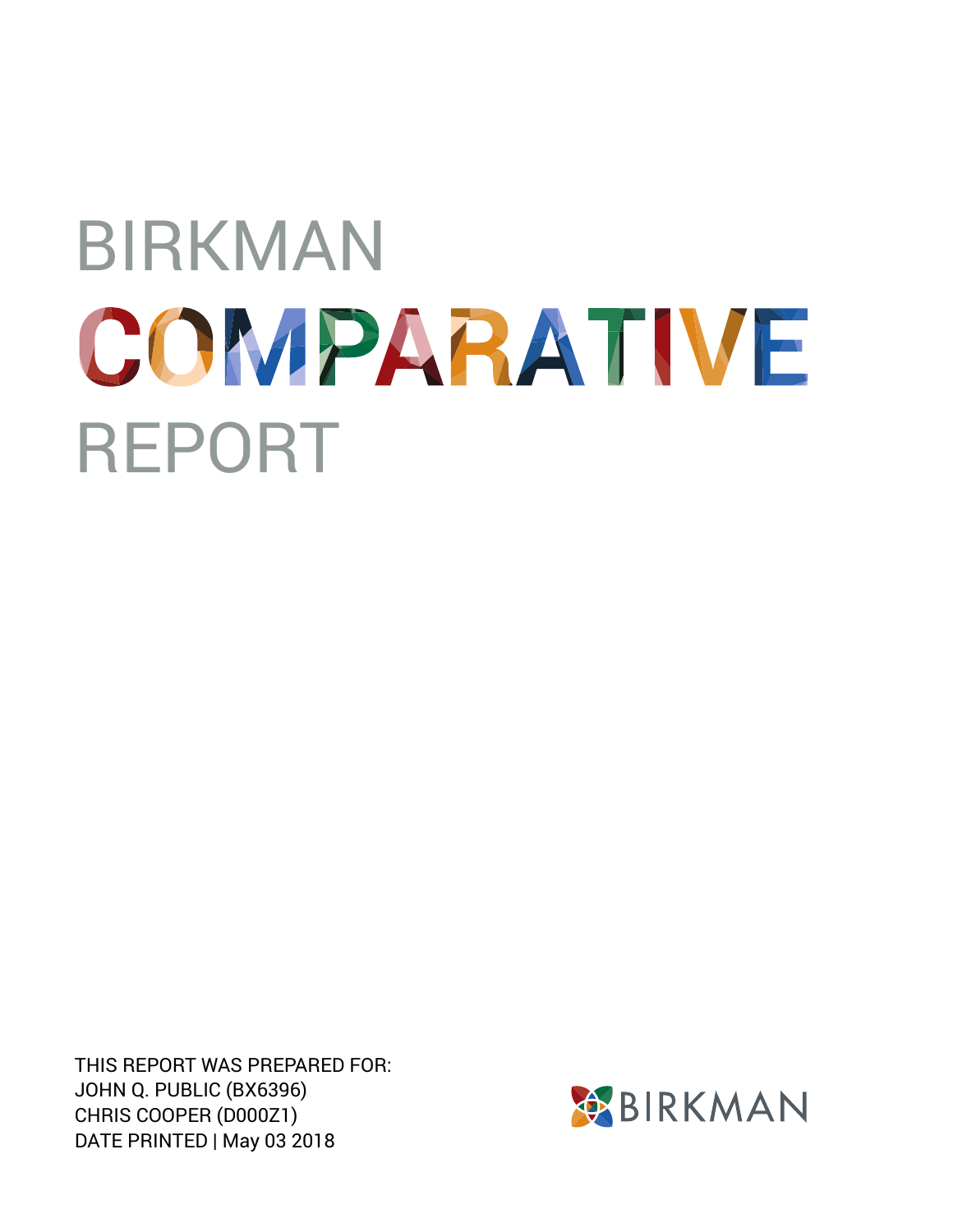# BIRKMAN COMPARATIVE REPORT

THIS REPORT WAS PREPARED FOR:
JOHN Q. PUBLIC (BX6396)
CHRIS COOPER (D000Z1)
DATE PRINTED | May 03 2018

BIRKMAN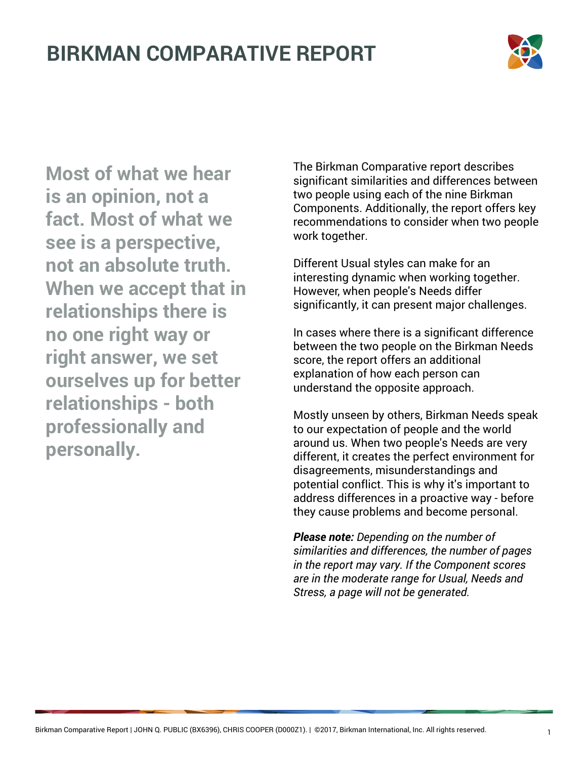# BIRKMAN COMPARATIVE REPORT

**Most of what we hear is an opinion, not a fact. Most of what we see is a perspective, not an absolute truth. When we accept that in relationships there is no one right way or right answer, we set ourselves up for better relationships - both professionally and personally.**

The Birkman Comparative report describes significant similarities and differences between two people using each of the nine Birkman Components. Additionally, the report offers key recommendations to consider when two people work together.

Different Usual styles can make for an interesting dynamic when working together. However, when people's Needs differ significantly, it can present major challenges.

In cases where there is a significant difference between the two people on the Birkman Needs score, the report offers an additional explanation of how each person can understand the opposite approach.

Mostly unseen by others, Birkman Needs speak to our expectation of people and the world around us. When two people's Needs are very different, it creates the perfect environment for disagreements, misunderstandings and potential conflict. This is why it's important to address differences in a proactive way - before they cause problems and become personal.

***Please note:*** *Depending on the number of similarities and differences, the number of pages in the report may vary. If the Component scores are in the moderate range for Usual, Needs and Stress, a page will not be generated.*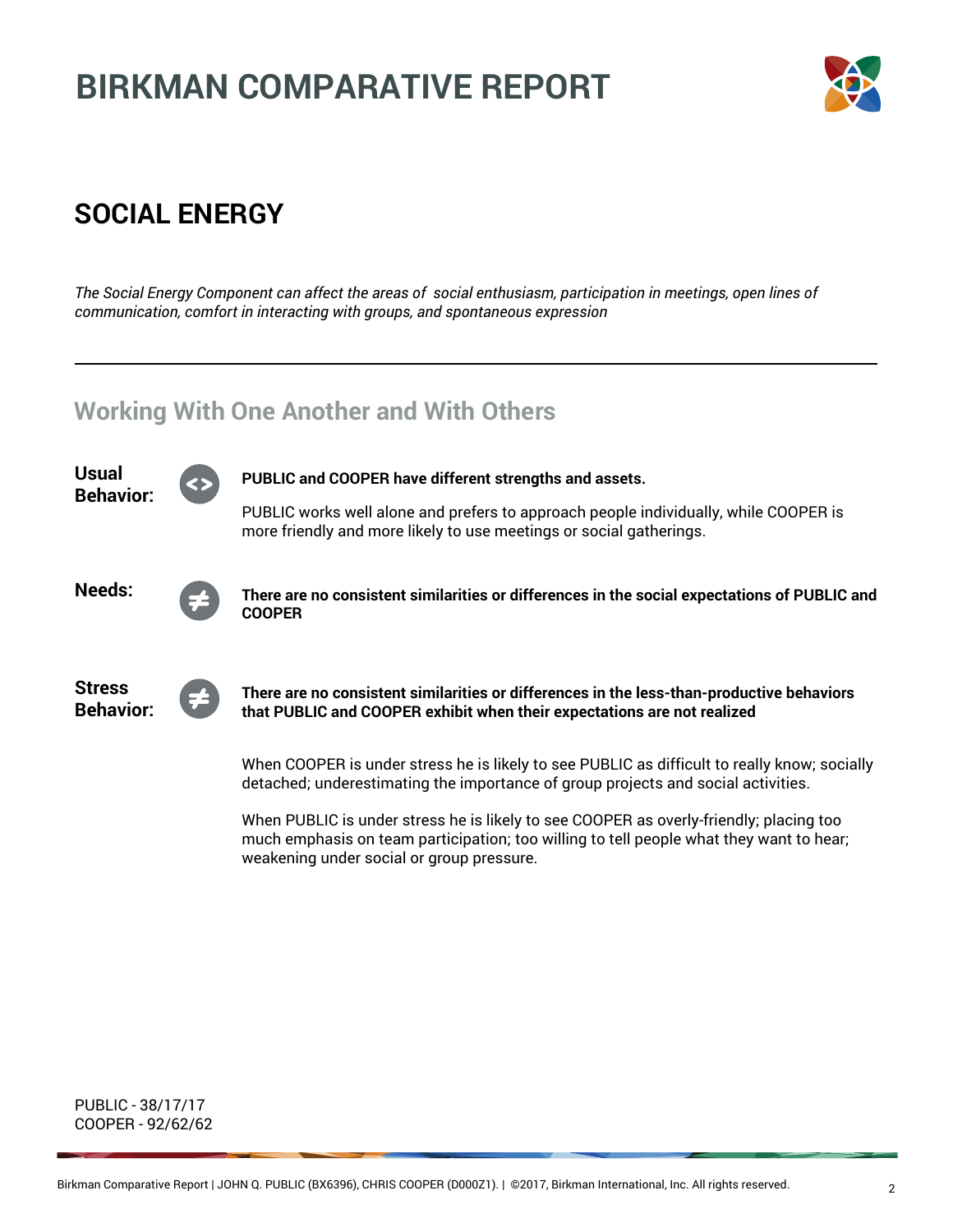# BIRKMAN COMPARATIVE REPORT

## SOCIAL ENERGY

*The Social Energy Component can affect the areas of social enthusiasm, participation in meetings, open lines of communication, comfort in interacting with groups, and spontaneous expression*

---

### Working With One Another and With Others

**Usual Behavior:** <>

**PUBLIC and COOPER have different strengths and assets.**

PUBLIC works well alone and prefers to approach people individually, while COOPER is more friendly and more likely to use meetings or social gatherings.

**Needs:** ≠

**There are no consistent similarities or differences in the social expectations of PUBLIC and COOPER**

**Stress Behavior:** ≠

**There are no consistent similarities or differences in the less-than-productive behaviors that PUBLIC and COOPER exhibit when their expectations are not realized**

When COOPER is under stress he is likely to see PUBLIC as difficult to really know; socially detached; underestimating the importance of group projects and social activities.

When PUBLIC is under stress he is likely to see COOPER as overly-friendly; placing too much emphasis on team participation; too willing to tell people what they want to hear; weakening under social or group pressure.

PUBLIC - 38/17/17
COOPER - 92/62/62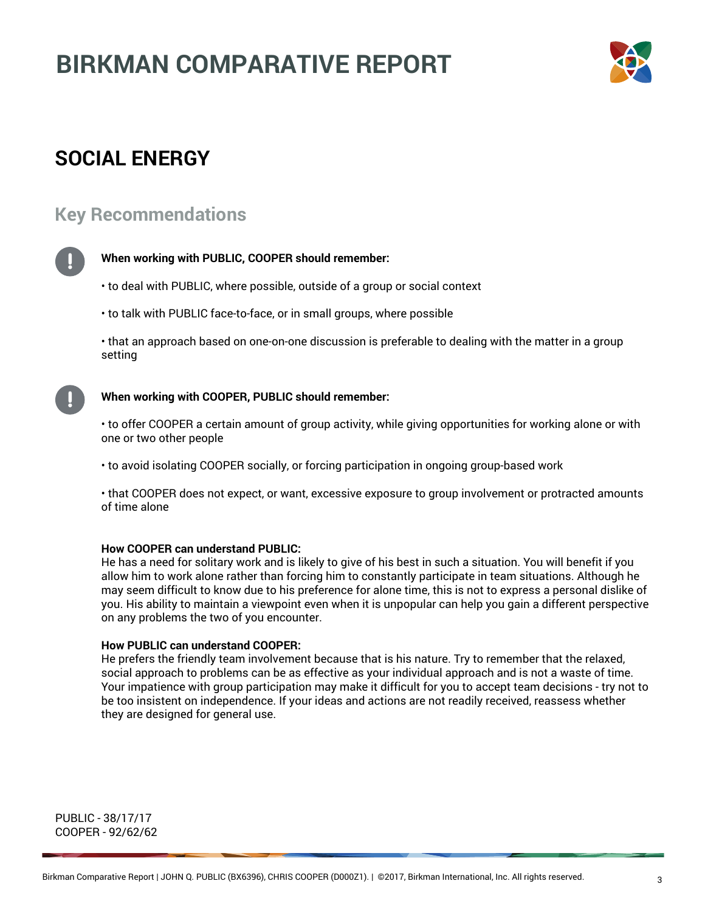# BIRKMAN COMPARATIVE REPORT

## SOCIAL ENERGY

### Key Recommendations

**When working with PUBLIC, COOPER should remember:**

• to deal with PUBLIC, where possible, outside of a group or social context

• to talk with PUBLIC face-to-face, or in small groups, where possible

• that an approach based on one-on-one discussion is preferable to dealing with the matter in a group setting

**When working with COOPER, PUBLIC should remember:**

• to offer COOPER a certain amount of group activity, while giving opportunities for working alone or with one or two other people

• to avoid isolating COOPER socially, or forcing participation in ongoing group-based work

• that COOPER does not expect, or want, excessive exposure to group involvement or protracted amounts of time alone

**How COOPER can understand PUBLIC:**
He has a need for solitary work and is likely to give of his best in such a situation. You will benefit if you allow him to work alone rather than forcing him to constantly participate in team situations. Although he may seem difficult to know due to his preference for alone time, this is not to express a personal dislike of you. His ability to maintain a viewpoint even when it is unpopular can help you gain a different perspective on any problems the two of you encounter.

**How PUBLIC can understand COOPER:**
He prefers the friendly team involvement because that is his nature. Try to remember that the relaxed, social approach to problems can be as effective as your individual approach and is not a waste of time. Your impatience with group participation may make it difficult for you to accept team decisions - try not to be too insistent on independence. If your ideas and actions are not readily received, reassess whether they are designed for general use.

PUBLIC - 38/17/17
COOPER - 92/62/62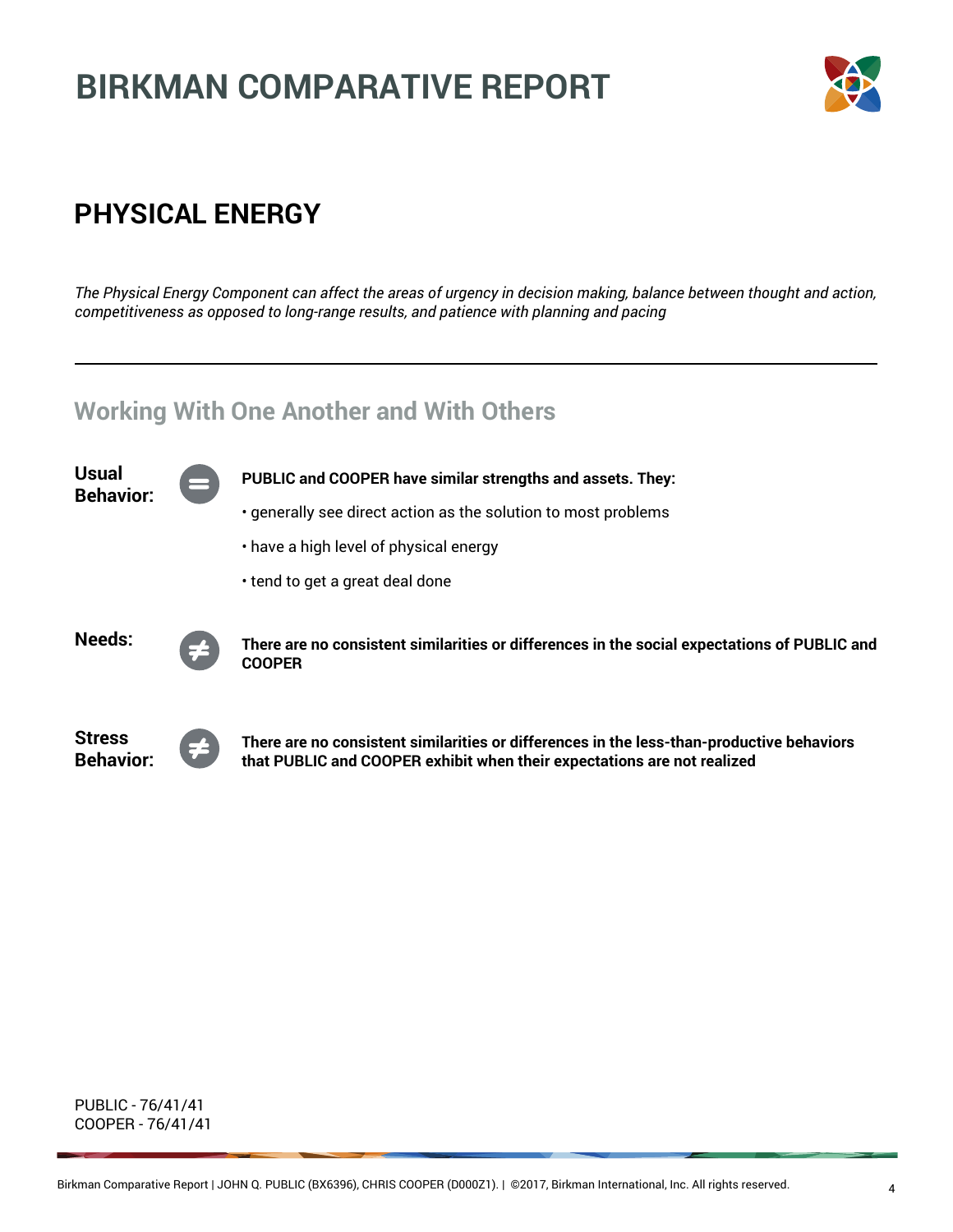# BIRKMAN COMPARATIVE REPORT

## PHYSICAL ENERGY

*The Physical Energy Component can affect the areas of urgency in decision making, balance between thought and action, competitiveness as opposed to long-range results, and patience with planning and pacing*

---

### Working With One Another and With Others

**Usual Behavior:** =

**PUBLIC and COOPER have similar strengths and assets. They:**

- generally see direct action as the solution to most problems
- have a high level of physical energy
- tend to get a great deal done

**Needs:** ≠

**There are no consistent similarities or differences in the social expectations of PUBLIC and COOPER**

**Stress Behavior:** ≠

**There are no consistent similarities or differences in the less-than-productive behaviors that PUBLIC and COOPER exhibit when their expectations are not realized**

PUBLIC - 76/41/41
COOPER - 76/41/41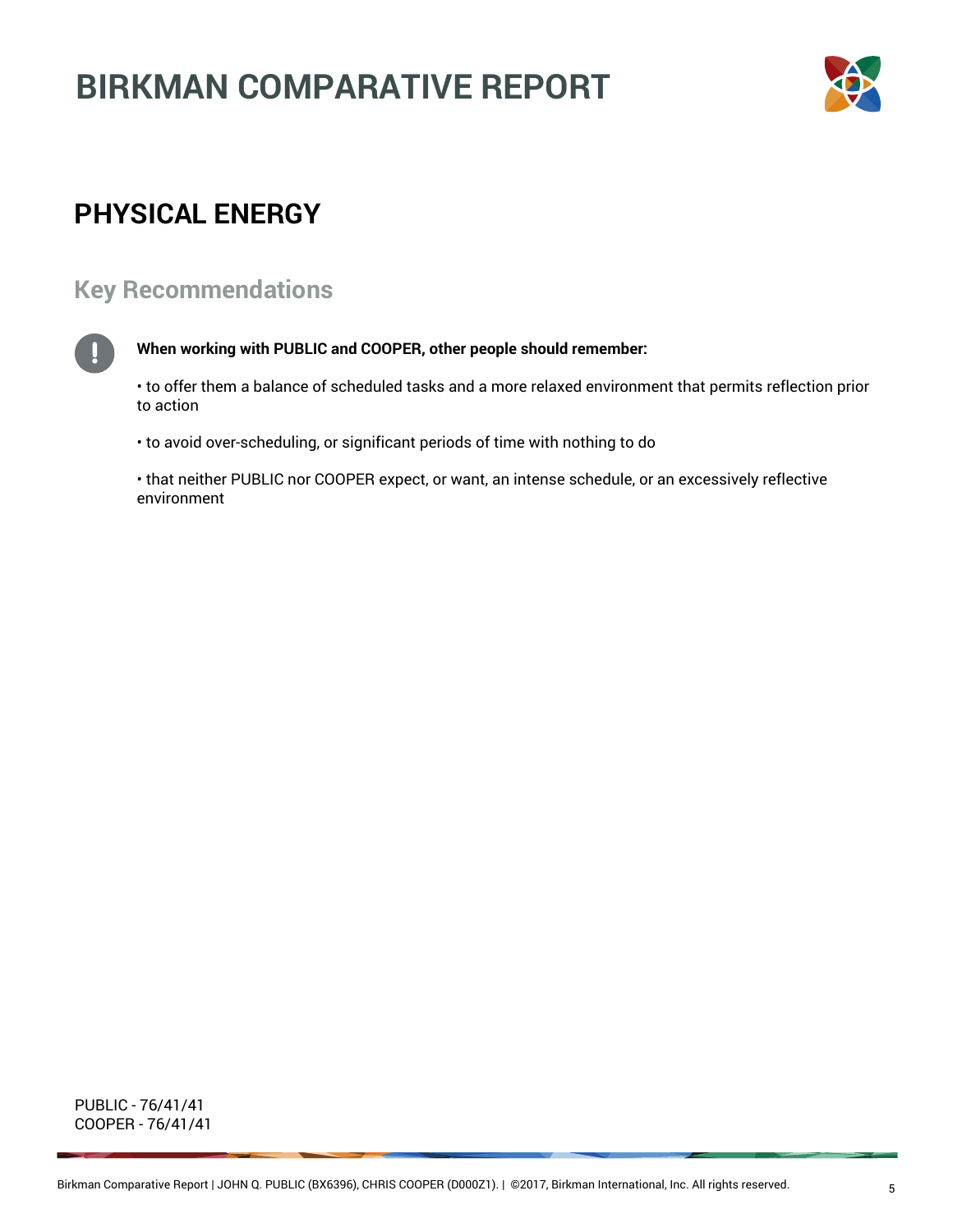# BIRKMAN COMPARATIVE REPORT

## PHYSICAL ENERGY

### Key Recommendations

**When working with PUBLIC and COOPER, other people should remember:**

• to offer them a balance of scheduled tasks and a more relaxed environment that permits reflection prior to action

• to avoid over-scheduling, or significant periods of time with nothing to do

• that neither PUBLIC nor COOPER expect, or want, an intense schedule, or an excessively reflective environment

PUBLIC - 76/41/41
COOPER - 76/41/41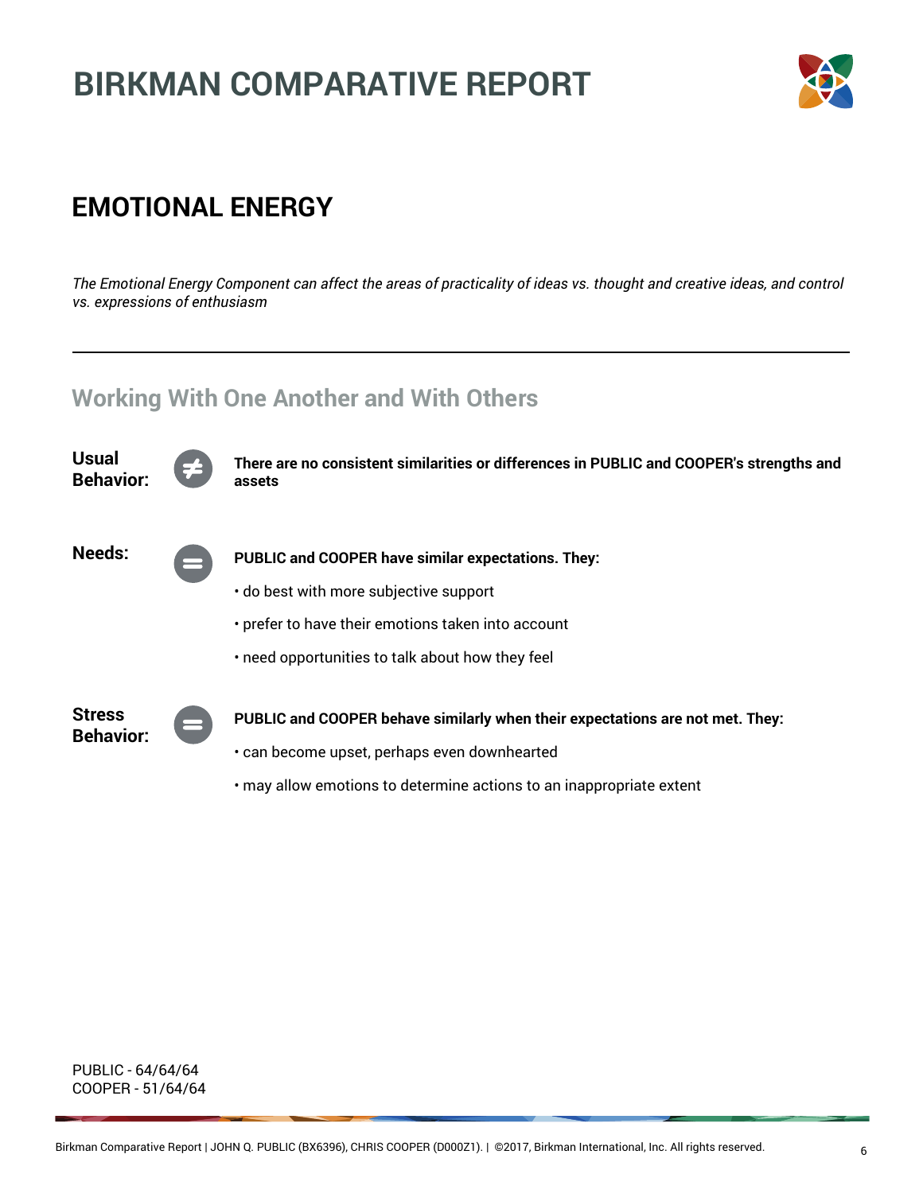# BIRKMAN COMPARATIVE REPORT

## EMOTIONAL ENERGY

*The Emotional Energy Component can affect the areas of practicality of ideas vs. thought and creative ideas, and control vs. expressions of enthusiasm*

---

### Working With One Another and With Others

**Usual Behavior:** ≠

**There are no consistent similarities or differences in PUBLIC and COOPER's strengths and assets**

**Needs:** =

**PUBLIC and COOPER have similar expectations. They:**

- do best with more subjective support
- prefer to have their emotions taken into account
- need opportunities to talk about how they feel

**Stress Behavior:** =

**PUBLIC and COOPER behave similarly when their expectations are not met. They:**

- can become upset, perhaps even downhearted
- may allow emotions to determine actions to an inappropriate extent

PUBLIC - 64/64/64
COOPER - 51/64/64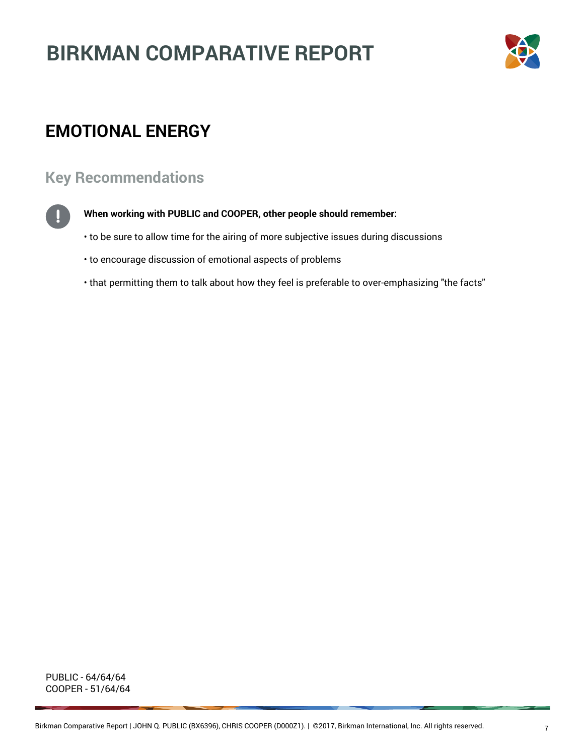# BIRKMAN COMPARATIVE REPORT

## EMOTIONAL ENERGY

### Key Recommendations

**When working with PUBLIC and COOPER, other people should remember:**

- to be sure to allow time for the airing of more subjective issues during discussions
- to encourage discussion of emotional aspects of problems
- that permitting them to talk about how they feel is preferable to over-emphasizing "the facts"

PUBLIC - 64/64/64
COOPER - 51/64/64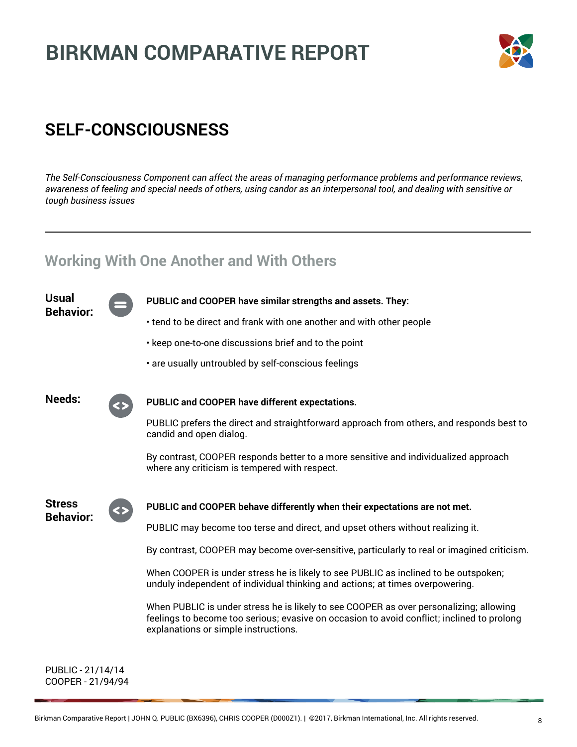# BIRKMAN COMPARATIVE REPORT

## SELF-CONSCIOUSNESS

*The Self-Consciousness Component can affect the areas of managing performance problems and performance reviews, awareness of feeling and special needs of others, using candor as an interpersonal tool, and dealing with sensitive or tough business issues*

---

### Working With One Another and With Others

**Usual Behavior:**

**PUBLIC and COOPER have similar strengths and assets. They:**

- tend to be direct and frank with one another and with other people
- keep one-to-one discussions brief and to the point
- are usually untroubled by self-conscious feelings

**Needs:**

**PUBLIC and COOPER have different expectations.**

PUBLIC prefers the direct and straightforward approach from others, and responds best to candid and open dialog.

By contrast, COOPER responds better to a more sensitive and individualized approach where any criticism is tempered with respect.

**Stress Behavior:**

**PUBLIC and COOPER behave differently when their expectations are not met.**

PUBLIC may become too terse and direct, and upset others without realizing it.

By contrast, COOPER may become over-sensitive, particularly to real or imagined criticism.

When COOPER is under stress he is likely to see PUBLIC as inclined to be outspoken; unduly independent of individual thinking and actions; at times overpowering.

When PUBLIC is under stress he is likely to see COOPER as over personalizing; allowing feelings to become too serious; evasive on occasion to avoid conflict; inclined to prolong explanations or simple instructions.

PUBLIC - 21/14/14
COOPER - 21/94/94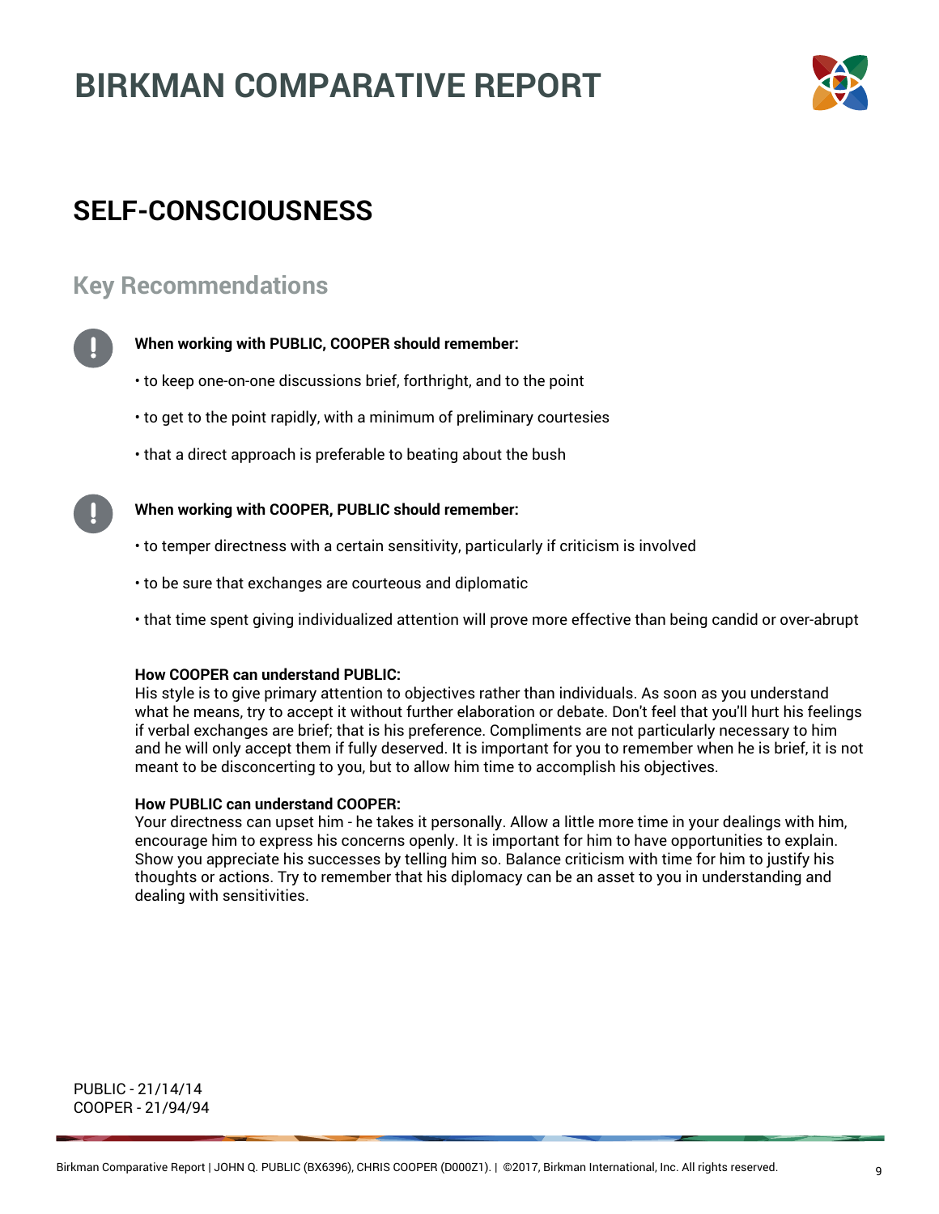# BIRKMAN COMPARATIVE REPORT

## SELF-CONSCIOUSNESS

### Key Recommendations

**When working with PUBLIC, COOPER should remember:**

- to keep one-on-one discussions brief, forthright, and to the point
- to get to the point rapidly, with a minimum of preliminary courtesies
- that a direct approach is preferable to beating about the bush

**When working with COOPER, PUBLIC should remember:**

- to temper directness with a certain sensitivity, particularly if criticism is involved
- to be sure that exchanges are courteous and diplomatic
- that time spent giving individualized attention will prove more effective than being candid or over-abrupt

**How COOPER can understand PUBLIC:**
His style is to give primary attention to objectives rather than individuals. As soon as you understand what he means, try to accept it without further elaboration or debate. Don't feel that you'll hurt his feelings if verbal exchanges are brief; that is his preference. Compliments are not particularly necessary to him and he will only accept them if fully deserved. It is important for you to remember when he is brief, it is not meant to be disconcerting to you, but to allow him time to accomplish his objectives.

**How PUBLIC can understand COOPER:**
Your directness can upset him - he takes it personally. Allow a little more time in your dealings with him, encourage him to express his concerns openly. It is important for him to have opportunities to explain. Show you appreciate his successes by telling him so. Balance criticism with time for him to justify his thoughts or actions. Try to remember that his diplomacy can be an asset to you in understanding and dealing with sensitivities.

PUBLIC - 21/14/14
COOPER - 21/94/94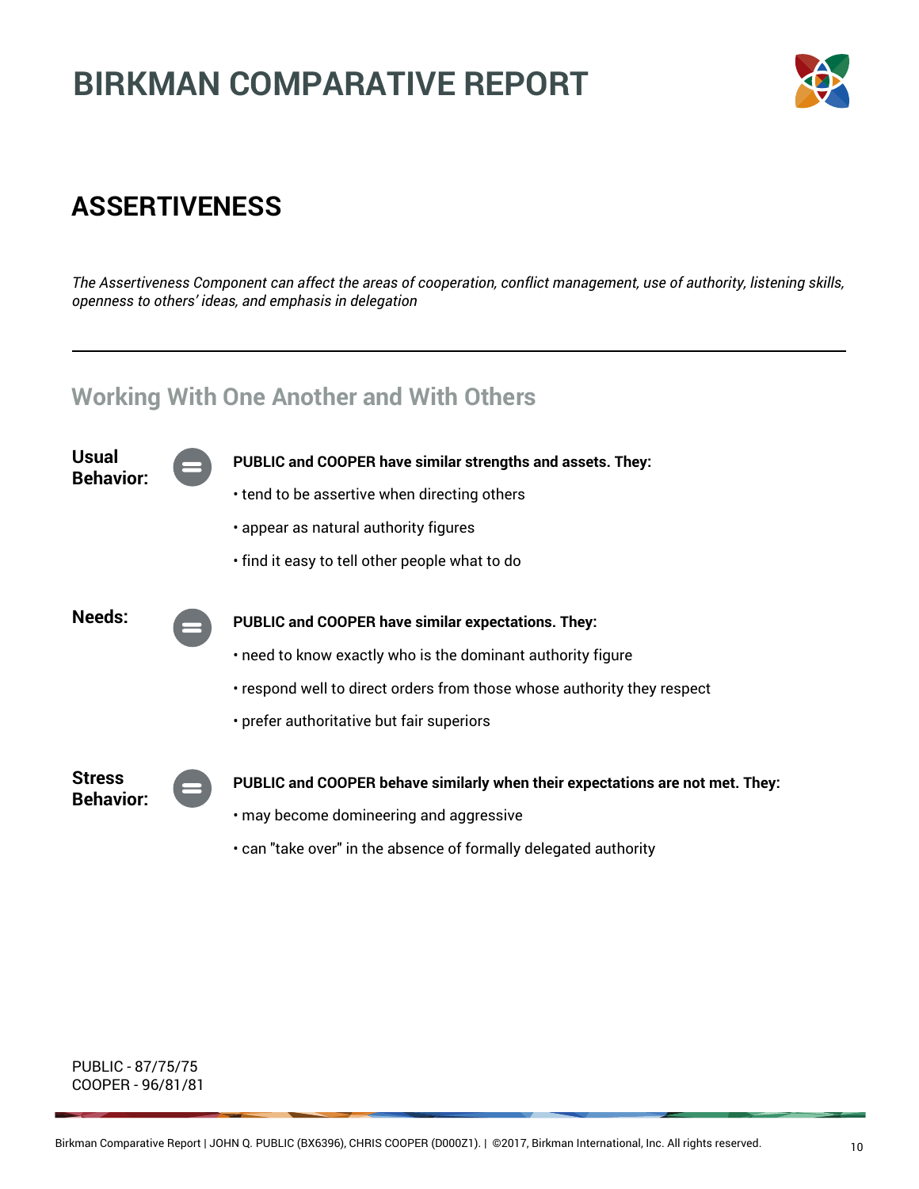# BIRKMAN COMPARATIVE REPORT

## ASSERTIVENESS

*The Assertiveness Component can affect the areas of cooperation, conflict management, use of authority, listening skills, openness to others' ideas, and emphasis in delegation*

---

### Working With One Another and With Others

**Usual Behavior:**

**PUBLIC and COOPER have similar strengths and assets. They:**

- tend to be assertive when directing others
- appear as natural authority figures
- find it easy to tell other people what to do

**Needs:**

**PUBLIC and COOPER have similar expectations. They:**

- need to know exactly who is the dominant authority figure
- respond well to direct orders from those whose authority they respect
- prefer authoritative but fair superiors

**Stress Behavior:**

**PUBLIC and COOPER behave similarly when their expectations are not met. They:**

- may become domineering and aggressive
- can "take over" in the absence of formally delegated authority

PUBLIC - 87/75/75
COOPER - 96/81/81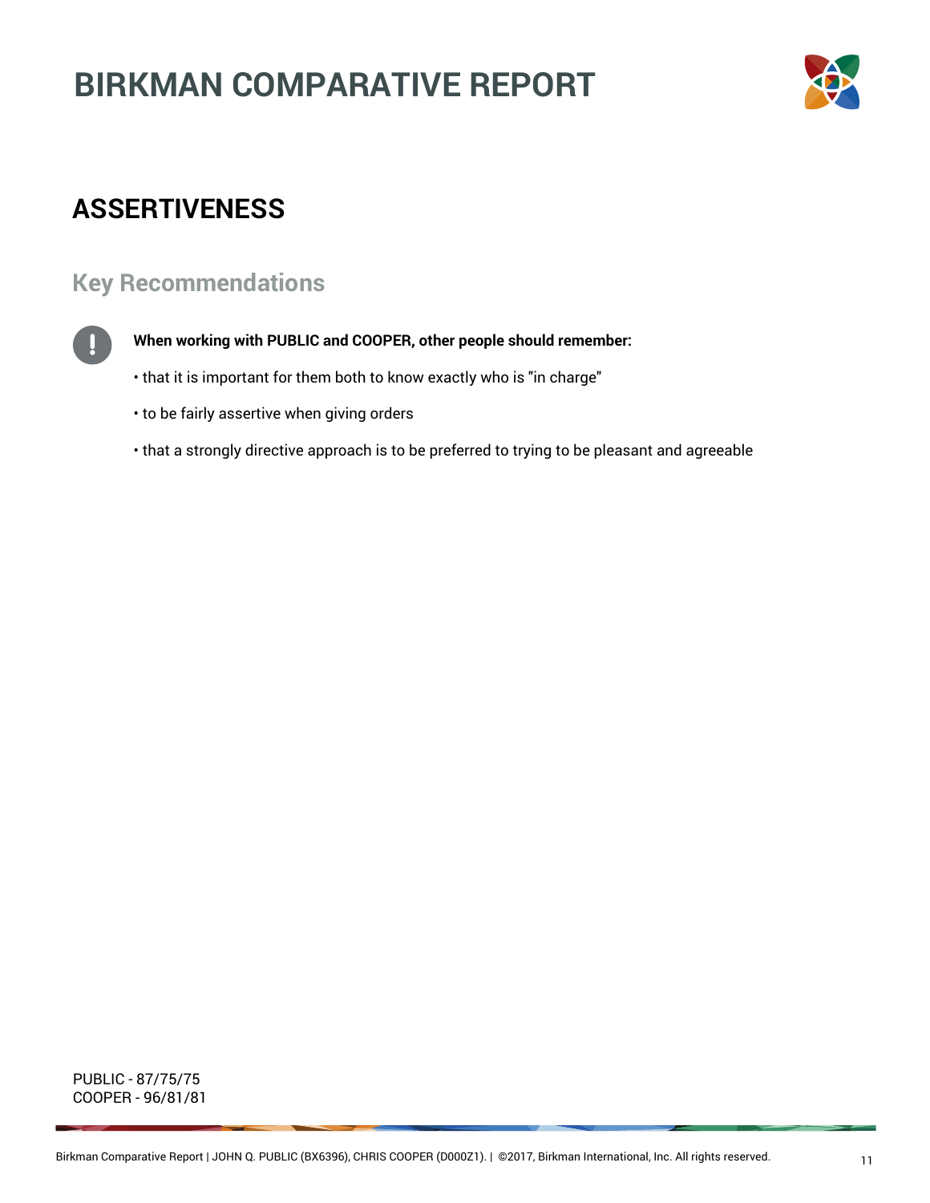# BIRKMAN COMPARATIVE REPORT

## ASSERTIVENESS

### Key Recommendations

**When working with PUBLIC and COOPER, other people should remember:**

- that it is important for them both to know exactly who is "in charge"
- to be fairly assertive when giving orders
- that a strongly directive approach is to be preferred to trying to be pleasant and agreeable

PUBLIC - 87/75/75
COOPER - 96/81/81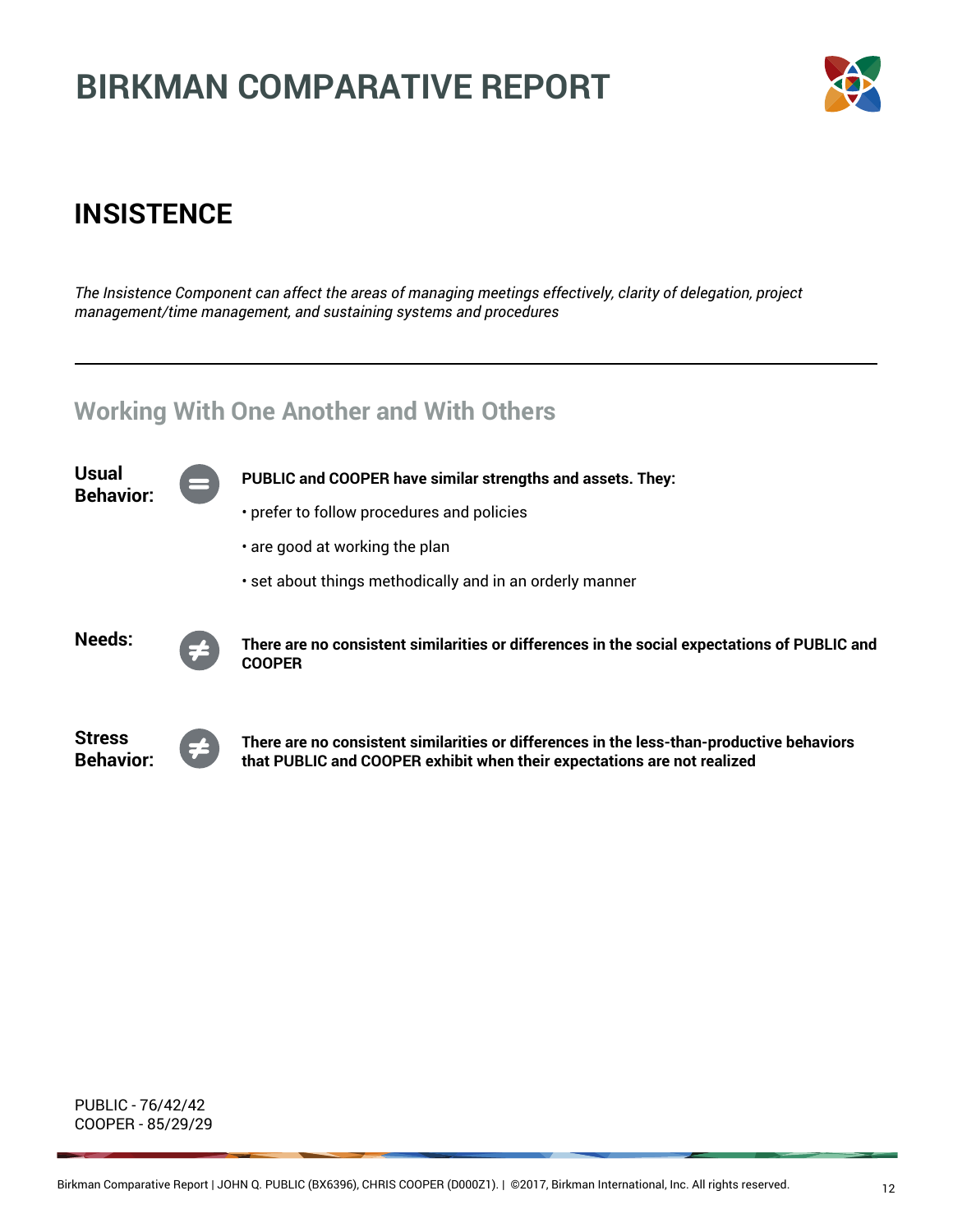# BIRKMAN COMPARATIVE REPORT

## INSISTENCE

*The Insistence Component can affect the areas of managing meetings effectively, clarity of delegation, project management/time management, and sustaining systems and procedures*

---

### Working With One Another and With Others

**Usual Behavior:** =

**PUBLIC and COOPER have similar strengths and assets. They:**

- prefer to follow procedures and policies
- are good at working the plan
- set about things methodically and in an orderly manner

**Needs:** ≠

**There are no consistent similarities or differences in the social expectations of PUBLIC and COOPER**

**Stress Behavior:** ≠

**There are no consistent similarities or differences in the less-than-productive behaviors that PUBLIC and COOPER exhibit when their expectations are not realized**

PUBLIC - 76/42/42
COOPER - 85/29/29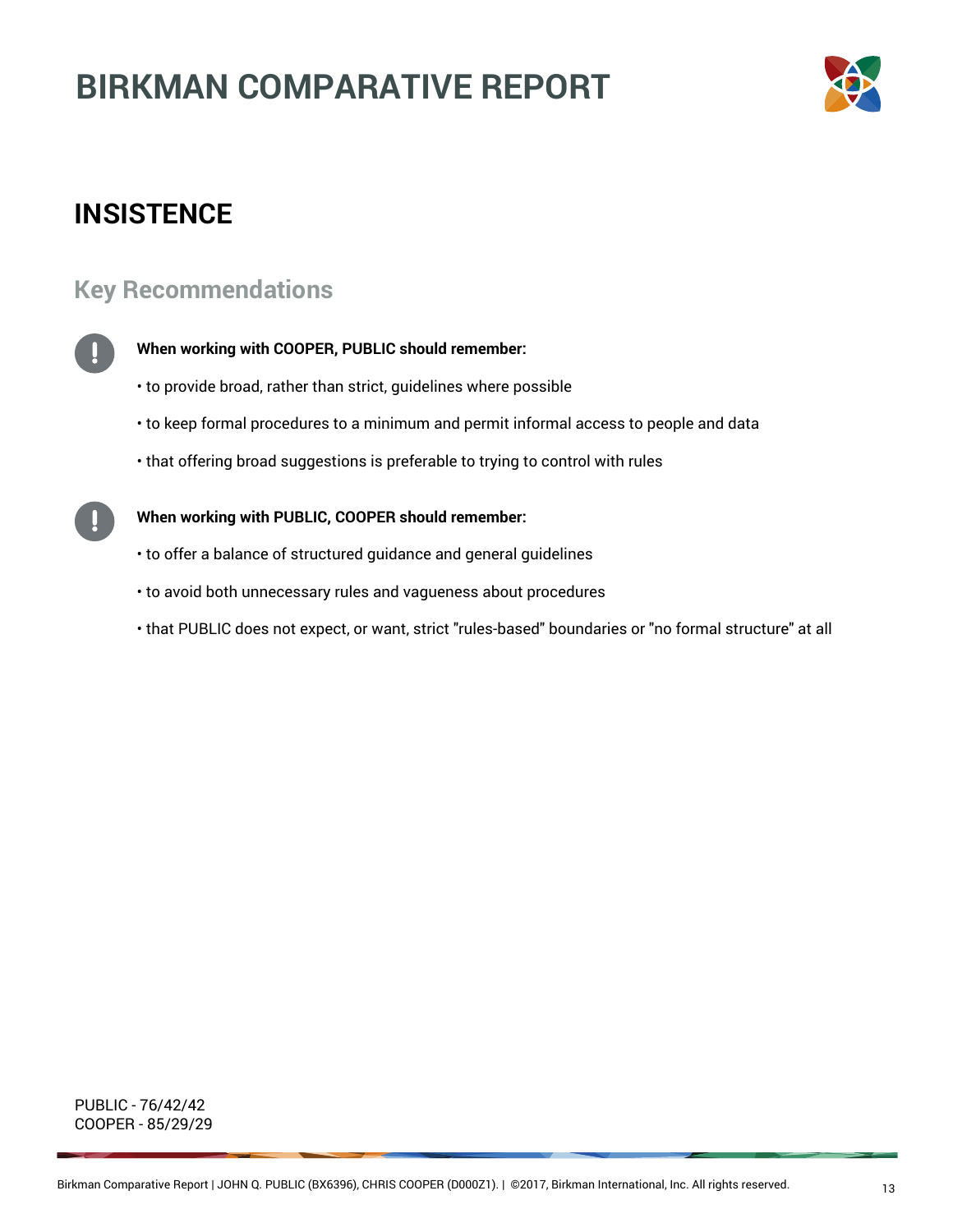# BIRKMAN COMPARATIVE REPORT

## INSISTENCE

### Key Recommendations

**When working with COOPER, PUBLIC should remember:**

- to provide broad, rather than strict, guidelines where possible
- to keep formal procedures to a minimum and permit informal access to people and data
- that offering broad suggestions is preferable to trying to control with rules

**When working with PUBLIC, COOPER should remember:**

- to offer a balance of structured guidance and general guidelines
- to avoid both unnecessary rules and vagueness about procedures
- that PUBLIC does not expect, or want, strict "rules-based" boundaries or "no formal structure" at all

PUBLIC - 76/42/42
COOPER - 85/29/29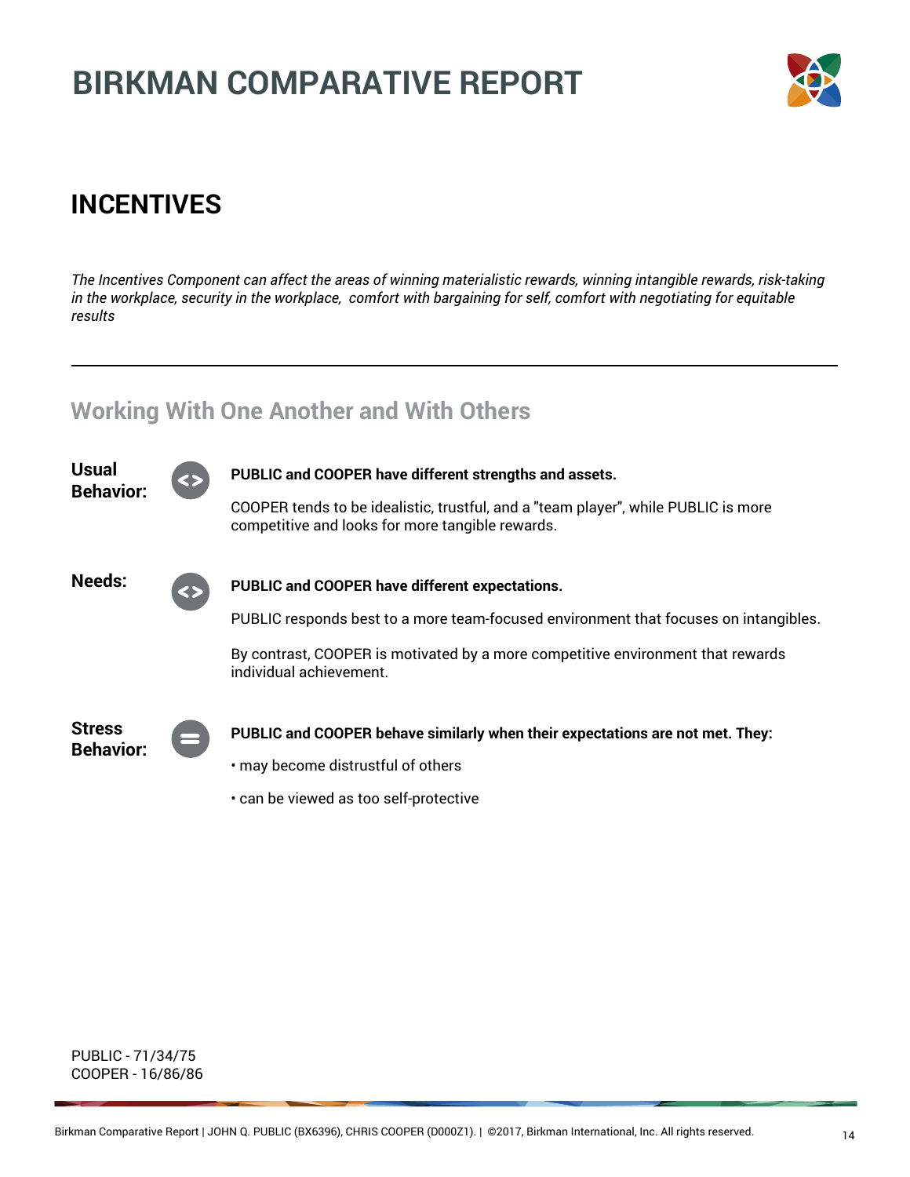# BIRKMAN COMPARATIVE REPORT

## INCENTIVES

*The Incentives Component can affect the areas of winning materialistic rewards, winning intangible rewards, risk-taking in the workplace, security in the workplace, comfort with bargaining for self, comfort with negotiating for equitable results*

---

### Working With One Another and With Others

**Usual Behavior:** <>

**PUBLIC and COOPER have different strengths and assets.**

COOPER tends to be idealistic, trustful, and a "team player", while PUBLIC is more competitive and looks for more tangible rewards.

**Needs:** <>

**PUBLIC and COOPER have different expectations.**

PUBLIC responds best to a more team-focused environment that focuses on intangibles.

By contrast, COOPER is motivated by a more competitive environment that rewards individual achievement.

**Stress Behavior:** =

**PUBLIC and COOPER behave similarly when their expectations are not met. They:**

• may become distrustful of others

• can be viewed as too self-protective

PUBLIC - 71/34/75
COOPER - 16/86/86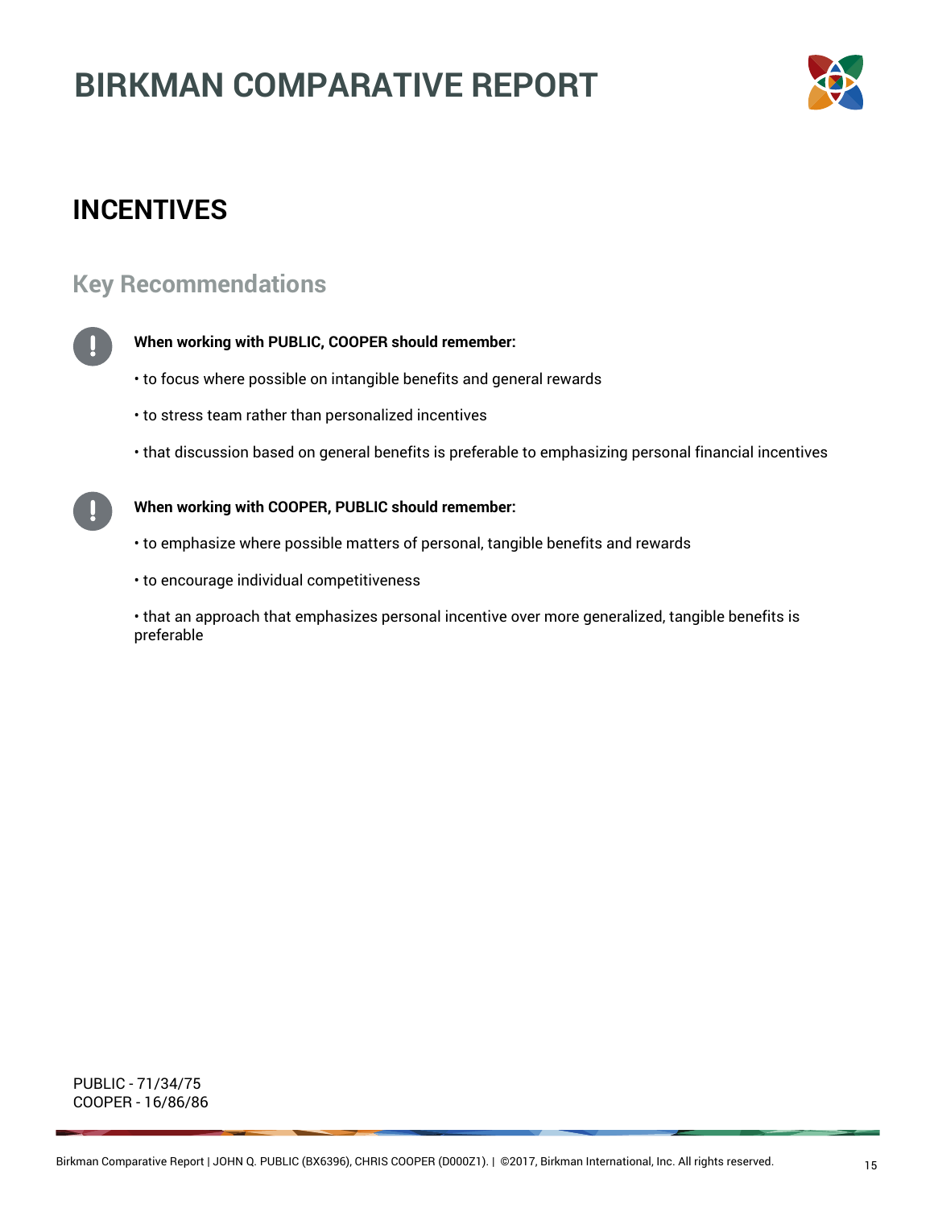# BIRKMAN COMPARATIVE REPORT

## INCENTIVES

### Key Recommendations

**When working with PUBLIC, COOPER should remember:**

- to focus where possible on intangible benefits and general rewards
- to stress team rather than personalized incentives
- that discussion based on general benefits is preferable to emphasizing personal financial incentives

**When working with COOPER, PUBLIC should remember:**

- to emphasize where possible matters of personal, tangible benefits and rewards
- to encourage individual competitiveness
- that an approach that emphasizes personal incentive over more generalized, tangible benefits is preferable

PUBLIC - 71/34/75
COOPER - 16/86/86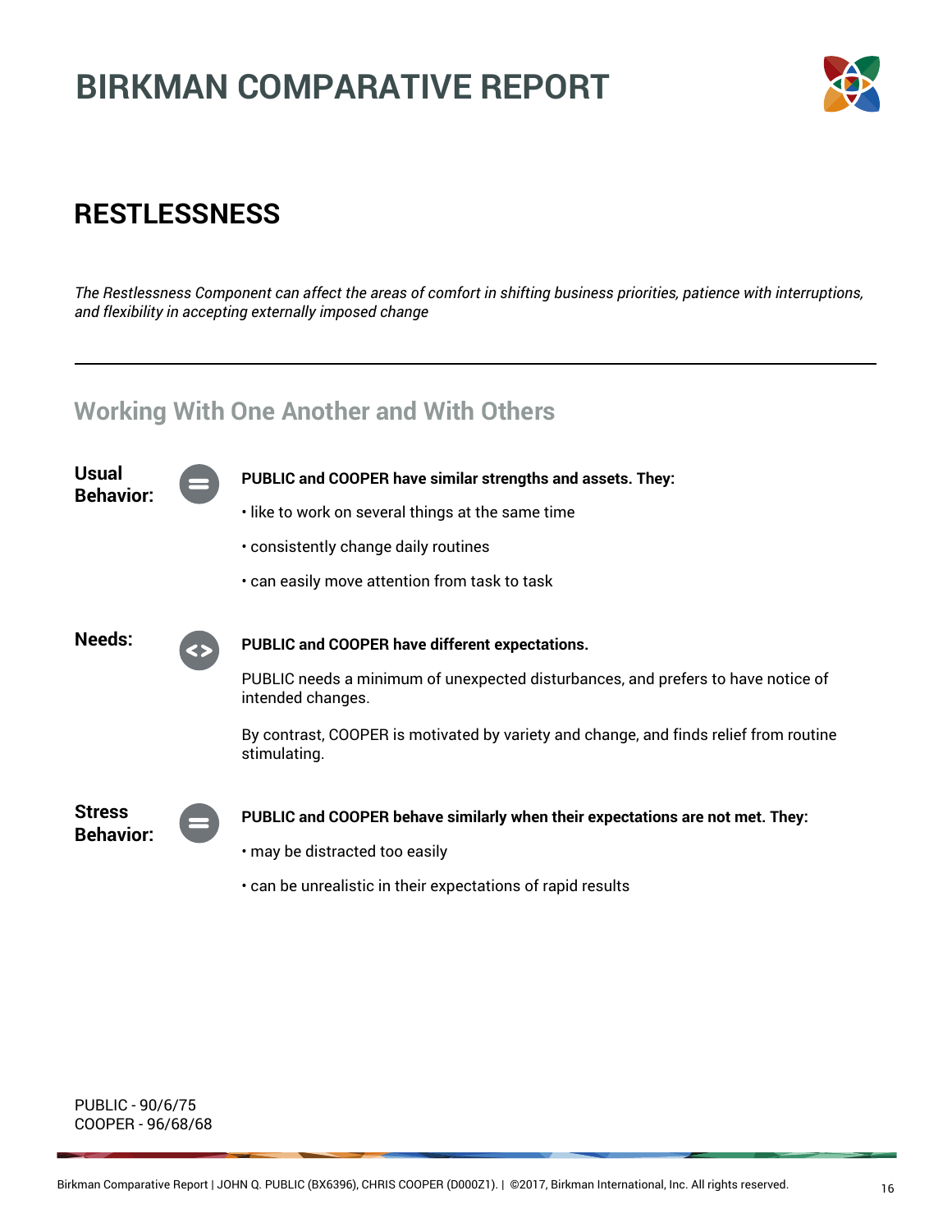# BIRKMAN COMPARATIVE REPORT

## RESTLESSNESS

*The Restlessness Component can affect the areas of comfort in shifting business priorities, patience with interruptions, and flexibility in accepting externally imposed change*

---

### Working With One Another and With Others

**Usual Behavior:** =

**PUBLIC and COOPER have similar strengths and assets. They:**

- like to work on several things at the same time
- consistently change daily routines
- can easily move attention from task to task

**Needs:** <>

**PUBLIC and COOPER have different expectations.**

PUBLIC needs a minimum of unexpected disturbances, and prefers to have notice of intended changes.

By contrast, COOPER is motivated by variety and change, and finds relief from routine stimulating.

**Stress Behavior:** =

**PUBLIC and COOPER behave similarly when their expectations are not met. They:**

- may be distracted too easily
- can be unrealistic in their expectations of rapid results

PUBLIC - 90/6/75
COOPER - 96/68/68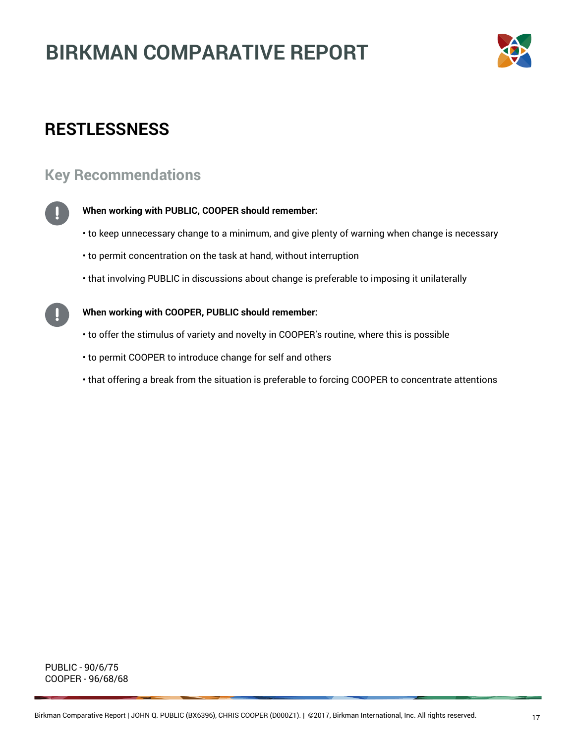# BIRKMAN COMPARATIVE REPORT

## RESTLESSNESS

### Key Recommendations

**When working with PUBLIC, COOPER should remember:**

- to keep unnecessary change to a minimum, and give plenty of warning when change is necessary
- to permit concentration on the task at hand, without interruption
- that involving PUBLIC in discussions about change is preferable to imposing it unilaterally

**When working with COOPER, PUBLIC should remember:**

- to offer the stimulus of variety and novelty in COOPER's routine, where this is possible
- to permit COOPER to introduce change for self and others
- that offering a break from the situation is preferable to forcing COOPER to concentrate attentions

PUBLIC - 90/6/75
COOPER - 96/68/68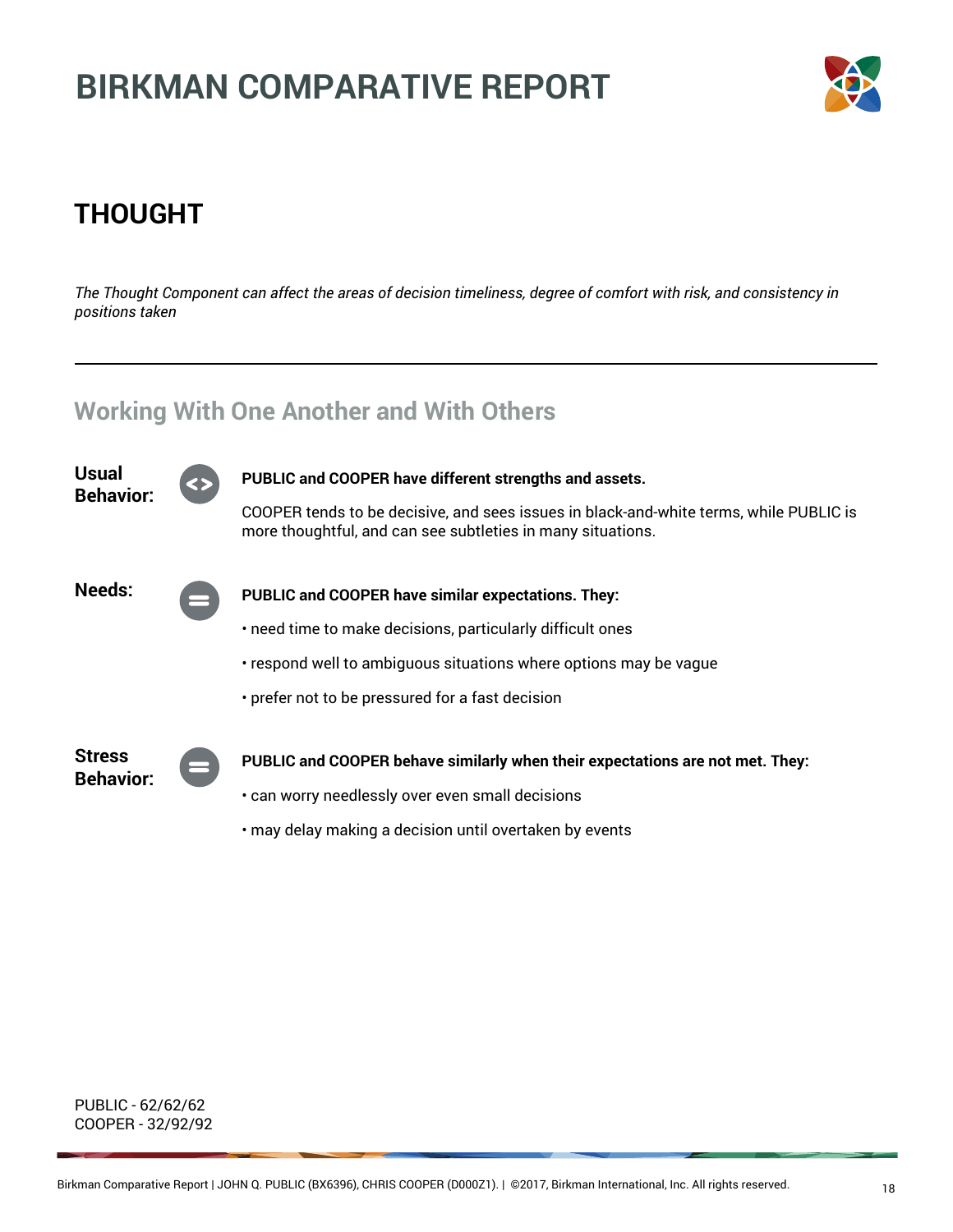# BIRKMAN COMPARATIVE REPORT

## THOUGHT

*The Thought Component can affect the areas of decision timeliness, degree of comfort with risk, and consistency in positions taken*

---

### Working With One Another and With Others

**Usual Behavior:**

**PUBLIC and COOPER have different strengths and assets.**

COOPER tends to be decisive, and sees issues in black-and-white terms, while PUBLIC is more thoughtful, and can see subtleties in many situations.

**Needs:**

**PUBLIC and COOPER have similar expectations. They:**

- need time to make decisions, particularly difficult ones
- respond well to ambiguous situations where options may be vague
- prefer not to be pressured for a fast decision

**Stress Behavior:**

**PUBLIC and COOPER behave similarly when their expectations are not met. They:**

- can worry needlessly over even small decisions
- may delay making a decision until overtaken by events

PUBLIC - 62/62/62
COOPER - 32/92/92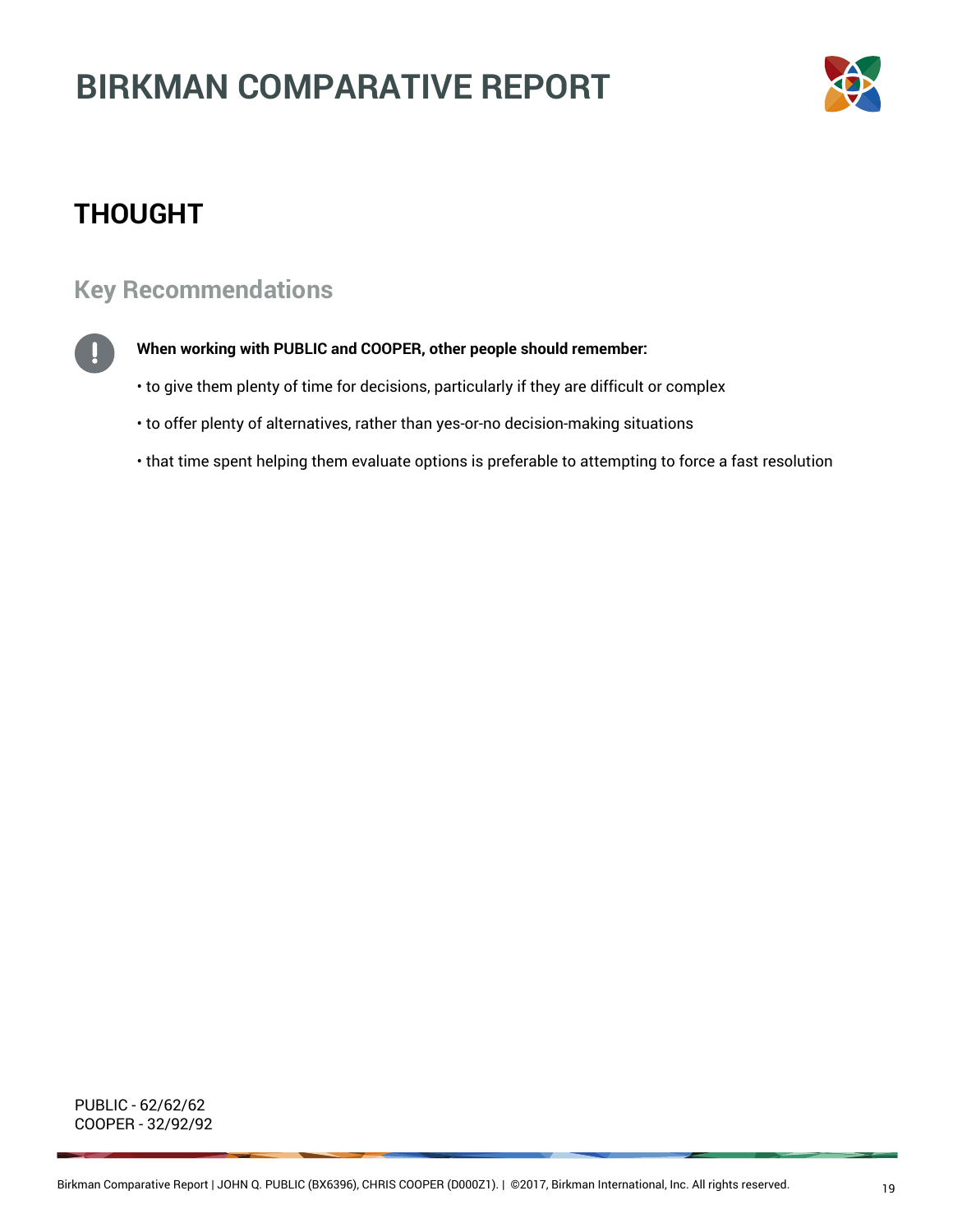# BIRKMAN COMPARATIVE REPORT

## THOUGHT

### Key Recommendations

**When working with PUBLIC and COOPER, other people should remember:**

- to give them plenty of time for decisions, particularly if they are difficult or complex
- to offer plenty of alternatives, rather than yes-or-no decision-making situations
- that time spent helping them evaluate options is preferable to attempting to force a fast resolution

PUBLIC - 62/62/62
COOPER - 32/92/92